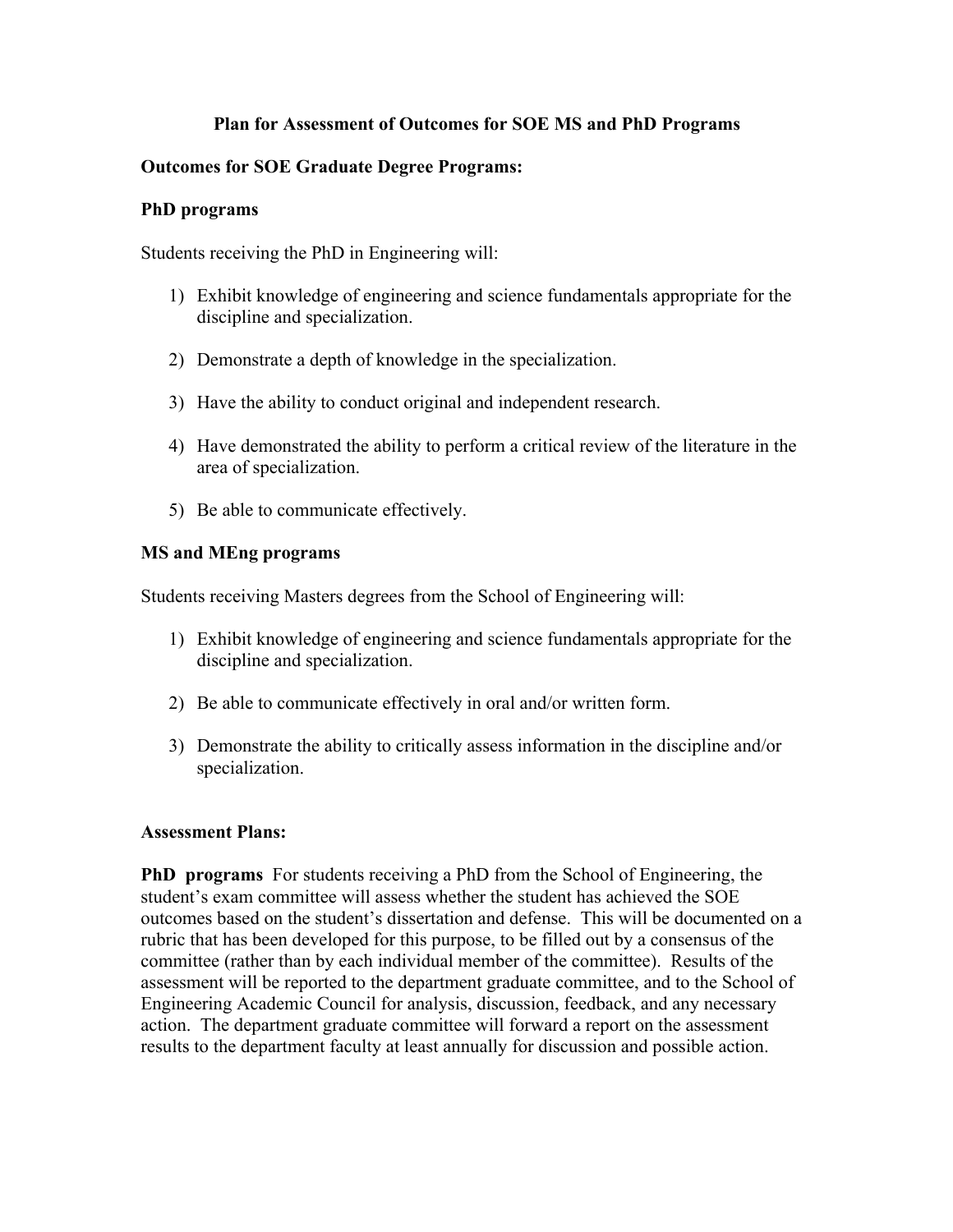# Plan for Assessment of Outcomes for SOE MS and PhD Programs

## Outcomes for SOE Graduate Degree Programs:

### PhD programs

Students receiving the PhD in Engineering will:

1) Exhibit knowledge of engineering and science fundamentals appropriate for the discipline and specialization.

2) Demonstrate a depth of knowledge in the specialization.

3) Have the ability to conduct original and independent research.

4) Have demonstrated the ability to perform a critical review of the literature in the area of specialization.

5) Be able to communicate effectively.

### MS and MEng programs

Students receiving Masters degrees from the School of Engineering will:

1) Exhibit knowledge of engineering and science fundamentals appropriate for the discipline and specialization.

2) Be able to communicate effectively in oral and/or written form.

3) Demonstrate the ability to critically assess information in the discipline and/or specialization.

## Assessment Plans:

**PhD programs** For students receiving a PhD from the School of Engineering, the student's exam committee will assess whether the student has achieved the SOE outcomes based on the student's dissertation and defense. This will be documented on a rubric that has been developed for this purpose, to be filled out by a consensus of the committee (rather than by each individual member of the committee). Results of the assessment will be reported to the department graduate committee, and to the School of Engineering Academic Council for analysis, discussion, feedback, and any necessary action. The department graduate committee will forward a report on the assessment results to the department faculty at least annually for discussion and possible action.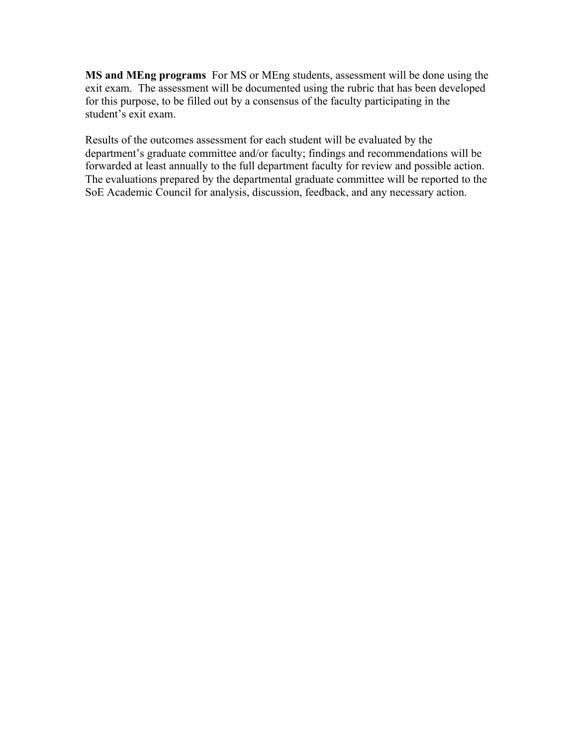**MS and MEng programs** For MS or MEng students, assessment will be done using the exit exam. The assessment will be documented using the rubric that has been developed for this purpose, to be filled out by a consensus of the faculty participating in the student's exit exam.

Results of the outcomes assessment for each student will be evaluated by the department's graduate committee and/or faculty; findings and recommendations will be forwarded at least annually to the full department faculty for review and possible action. The evaluations prepared by the departmental graduate committee will be reported to the SoE Academic Council for analysis, discussion, feedback, and any necessary action.